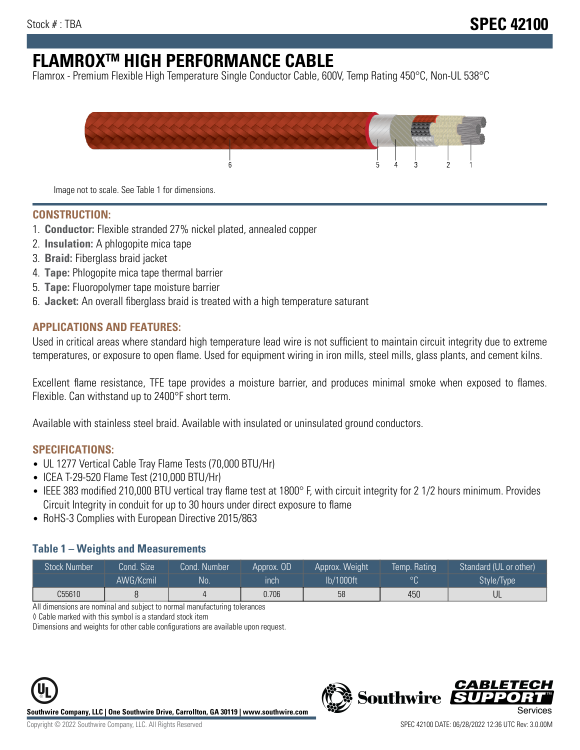Stock # : TBA

# SPEC 42100

# FLAMROX™ HIGH PERFORMANCE CABLE

Flamrox - Premium Flexible High Temperature Single Conductor Cable, 600V, Temp Rating 450°C, Non-UL 538°C

Image not to scale. See Table 1 for dimensions.

## CONSTRUCTION:

1. **Conductor:** Flexible stranded 27% nickel plated, annealed copper
2. **Insulation:** A phlogopite mica tape
3. **Braid:** Fiberglass braid jacket
4. **Tape:** Phlogopite mica tape thermal barrier
5. **Tape:** Fluoropolymer tape moisture barrier
6. **Jacket:** An overall fiberglass braid is treated with a high temperature saturant

## APPLICATIONS AND FEATURES:

Used in critical areas where standard high temperature lead wire is not sufficient to maintain circuit integrity due to extreme temperatures, or exposure to open flame. Used for equipment wiring in iron mills, steel mills, glass plants, and cement kilns.

Excellent flame resistance, TFE tape provides a moisture barrier, and produces minimal smoke when exposed to flames. Flexible. Can withstand up to 2400°F short term.

Available with stainless steel braid. Available with insulated or uninsulated ground conductors.

## SPECIFICATIONS:

- UL 1277 Vertical Cable Tray Flame Tests (70,000 BTU/Hr)
- ICEA T-29-520 Flame Test (210,000 BTU/Hr)
- IEEE 383 modified 210,000 BTU vertical tray flame test at 1800° F, with circuit integrity for 2 1/2 hours minimum. Provides Circuit Integrity in conduit for up to 30 hours under direct exposure to flame
- RoHS-3 Complies with European Directive 2015/863

### Table 1 – Weights and Measurements

| Stock Number | Cond. Size AWG/Kcmil | Cond. Number No. | Approx. OD inch | Approx. Weight lb/1000ft | Temp. Rating °C | Standard (UL or other) Style/Type |
|---|---|---|---|---|---|---|
| C55610 | 8 | 4 | 0.706 | 58 | 450 | UL |

All dimensions are nominal and subject to normal manufacturing tolerances

◊ Cable marked with this symbol is a standard stock item

Dimensions and weights for other cable configurations are available upon request.

**Southwire Company, LLC | One Southwire Drive, Carrollton, GA 30119 | www.southwire.com**

Copyright © 2022 Southwire Company, LLC. All Rights Reserved

SPEC 42100 DATE: 06/28/2022 12:36 UTC Rev: 3.0.00M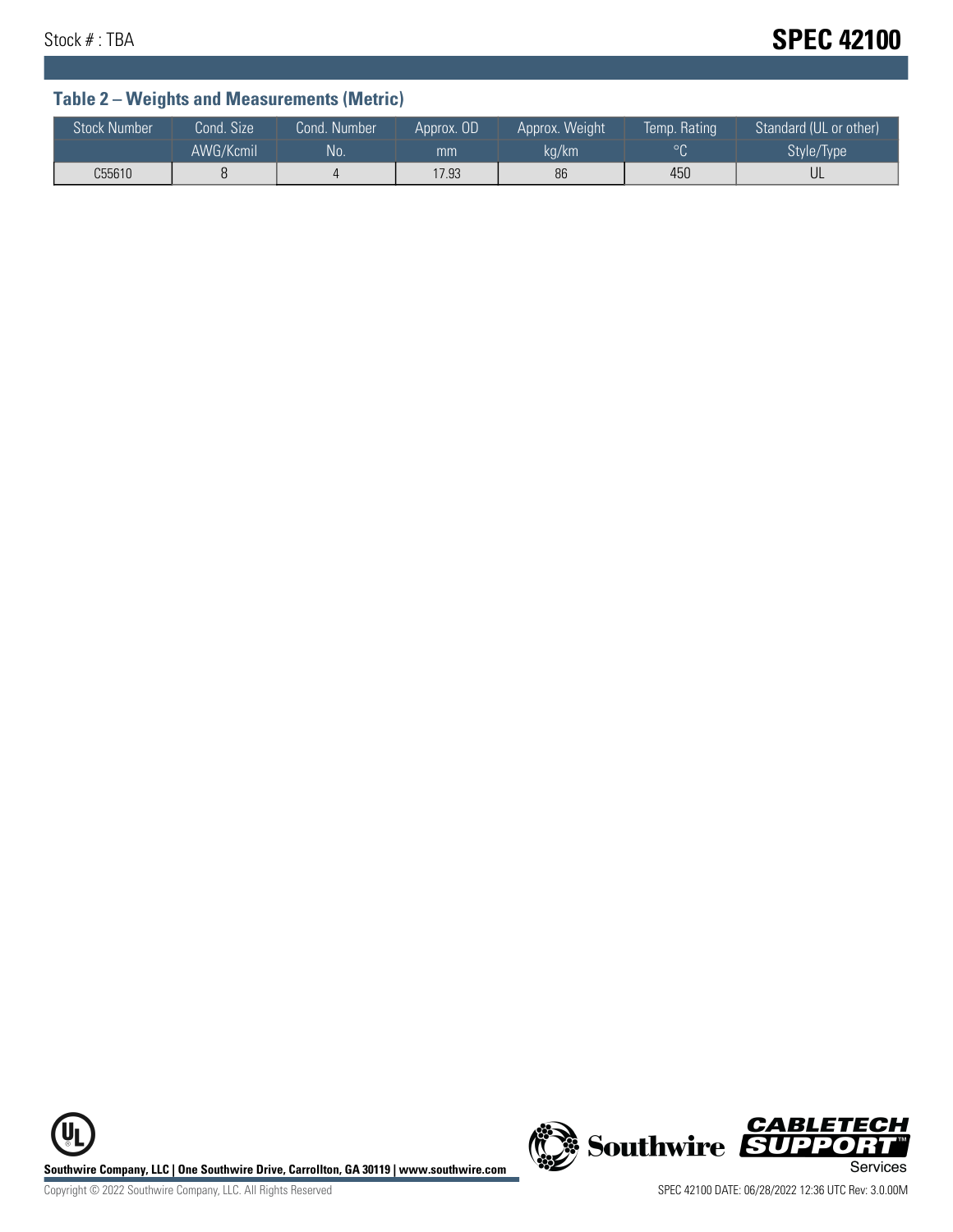### Table 2 – Weights and Measurements (Metric)

| Stock Number | Cond. Size | Cond. Number | Approx. OD | Approx. Weight | Temp. Rating | Standard (UL or other) |
|---|---|---|---|---|---|---|
| | AWG/Kcmil | No. | mm | kg/km | °C | Style/Type |
| C55610 | 8 | 4 | 17.93 | 86 | 450 | UL |

**Southwire Company, LLC | One Southwire Drive, Carrollton, GA 30119 | www.southwire.com**

Copyright © 2022 Southwire Company, LLC. All Rights Reserved

SPEC 42100 DATE: 06/28/2022 12:36 UTC Rev: 3.0.00M